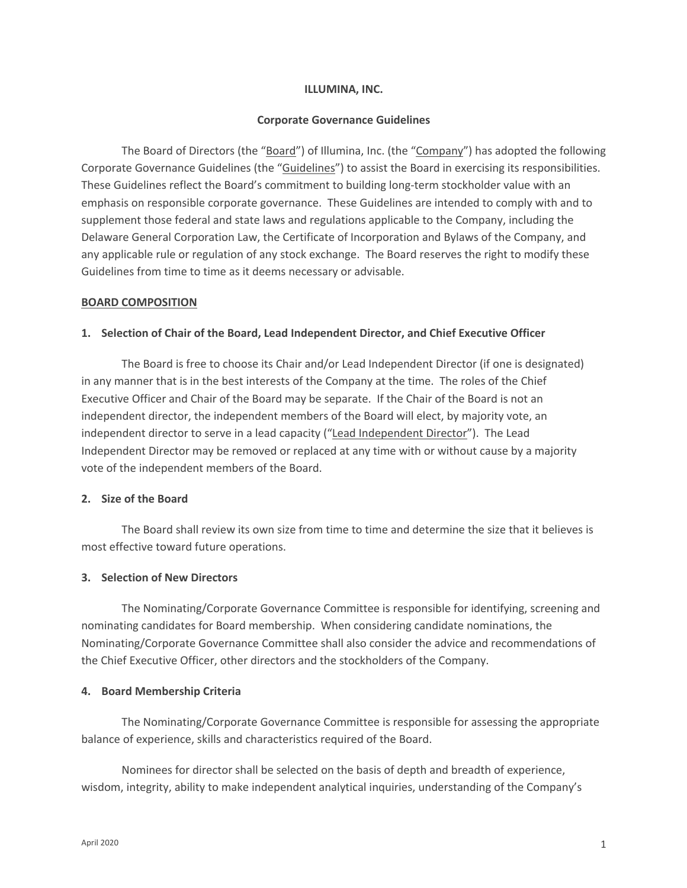# ILLUMINA, INC.

## Corporate Governance Guidelines

The Board of Directors (the "Board") of Illumina, Inc. (the "Company") has adopted the following Corporate Governance Guidelines (the "Guidelines") to assist the Board in exercising its responsibilities. These Guidelines reflect the Board's commitment to building long-term stockholder value with an emphasis on responsible corporate governance. These Guidelines are intended to comply with and to supplement those federal and state laws and regulations applicable to the Company, including the Delaware General Corporation Law, the Certificate of Incorporation and Bylaws of the Company, and any applicable rule or regulation of any stock exchange. The Board reserves the right to modify these Guidelines from time to time as it deems necessary or advisable.

## BOARD COMPOSITION

### 1. Selection of Chair of the Board, Lead Independent Director, and Chief Executive Officer

The Board is free to choose its Chair and/or Lead Independent Director (if one is designated) in any manner that is in the best interests of the Company at the time. The roles of the Chief Executive Officer and Chair of the Board may be separate. If the Chair of the Board is not an independent director, the independent members of the Board will elect, by majority vote, an independent director to serve in a lead capacity ("Lead Independent Director"). The Lead Independent Director may be removed or replaced at any time with or without cause by a majority vote of the independent members of the Board.

### 2. Size of the Board

The Board shall review its own size from time to time and determine the size that it believes is most effective toward future operations.

### 3. Selection of New Directors

The Nominating/Corporate Governance Committee is responsible for identifying, screening and nominating candidates for Board membership. When considering candidate nominations, the Nominating/Corporate Governance Committee shall also consider the advice and recommendations of the Chief Executive Officer, other directors and the stockholders of the Company.

### 4. Board Membership Criteria

The Nominating/Corporate Governance Committee is responsible for assessing the appropriate balance of experience, skills and characteristics required of the Board.

Nominees for director shall be selected on the basis of depth and breadth of experience, wisdom, integrity, ability to make independent analytical inquiries, understanding of the Company's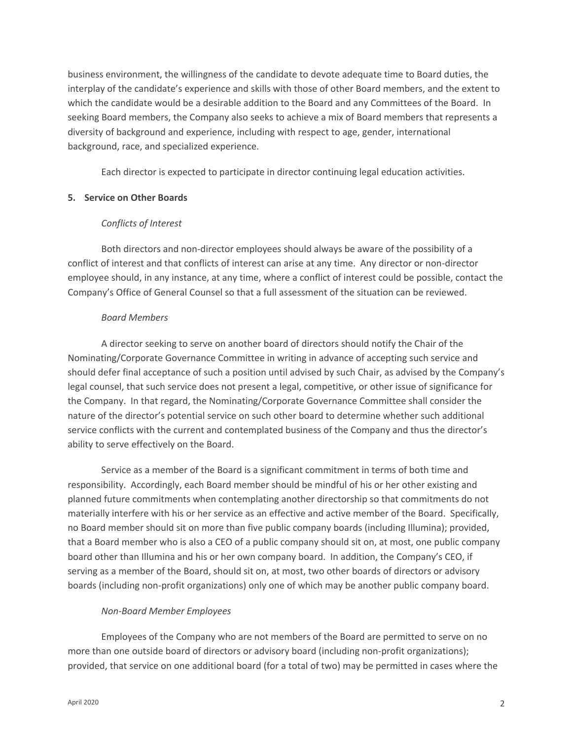business environment, the willingness of the candidate to devote adequate time to Board duties, the interplay of the candidate's experience and skills with those of other Board members, and the extent to which the candidate would be a desirable addition to the Board and any Committees of the Board. In seeking Board members, the Company also seeks to achieve a mix of Board members that represents a diversity of background and experience, including with respect to age, gender, international background, race, and specialized experience.

Each director is expected to participate in director continuing legal education activities.

## 5. Service on Other Boards

*Conflicts of Interest*

Both directors and non-director employees should always be aware of the possibility of a conflict of interest and that conflicts of interest can arise at any time. Any director or non-director employee should, in any instance, at any time, where a conflict of interest could be possible, contact the Company's Office of General Counsel so that a full assessment of the situation can be reviewed.

*Board Members*

A director seeking to serve on another board of directors should notify the Chair of the Nominating/Corporate Governance Committee in writing in advance of accepting such service and should defer final acceptance of such a position until advised by such Chair, as advised by the Company's legal counsel, that such service does not present a legal, competitive, or other issue of significance for the Company. In that regard, the Nominating/Corporate Governance Committee shall consider the nature of the director's potential service on such other board to determine whether such additional service conflicts with the current and contemplated business of the Company and thus the director's ability to serve effectively on the Board.

Service as a member of the Board is a significant commitment in terms of both time and responsibility. Accordingly, each Board member should be mindful of his or her other existing and planned future commitments when contemplating another directorship so that commitments do not materially interfere with his or her service as an effective and active member of the Board. Specifically, no Board member should sit on more than five public company boards (including Illumina); provided, that a Board member who is also a CEO of a public company should sit on, at most, one public company board other than Illumina and his or her own company board. In addition, the Company's CEO, if serving as a member of the Board, should sit on, at most, two other boards of directors or advisory boards (including non-profit organizations) only one of which may be another public company board.

*Non-Board Member Employees*

Employees of the Company who are not members of the Board are permitted to serve on no more than one outside board of directors or advisory board (including non-profit organizations); provided, that service on one additional board (for a total of two) may be permitted in cases where the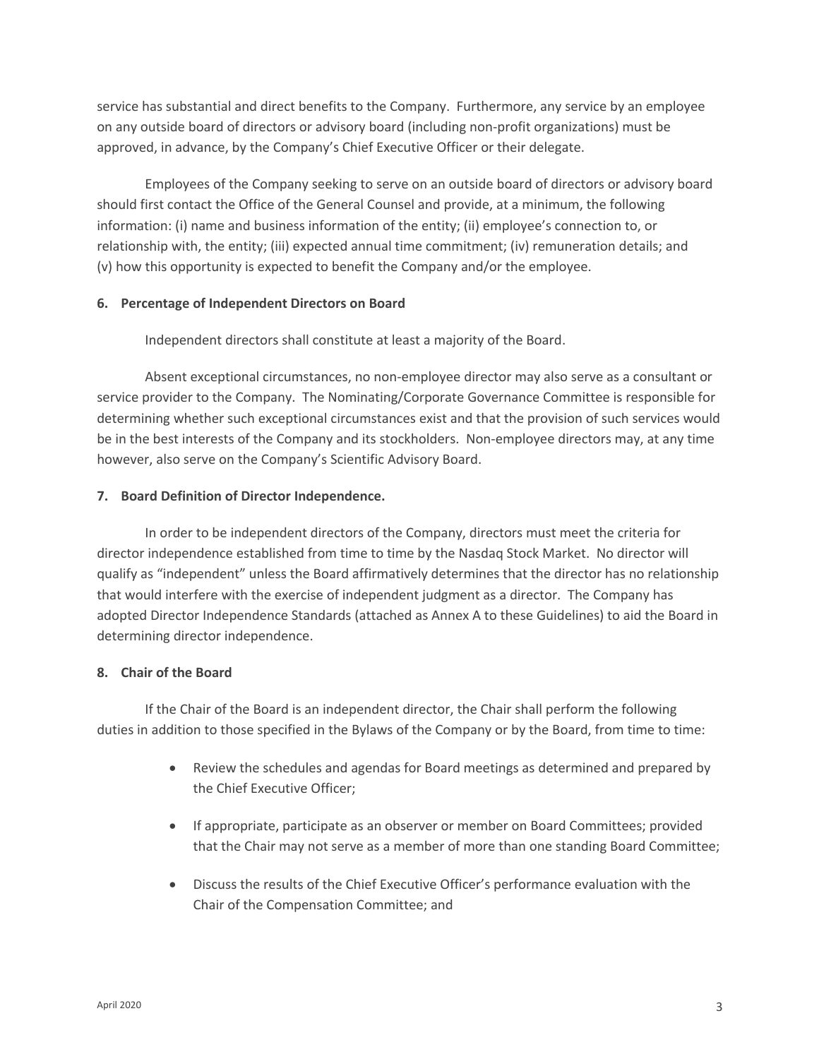service has substantial and direct benefits to the Company. Furthermore, any service by an employee on any outside board of directors or advisory board (including non-profit organizations) must be approved, in advance, by the Company's Chief Executive Officer or their delegate.

Employees of the Company seeking to serve on an outside board of directors or advisory board should first contact the Office of the General Counsel and provide, at a minimum, the following information: (i) name and business information of the entity; (ii) employee's connection to, or relationship with, the entity; (iii) expected annual time commitment; (iv) remuneration details; and (v) how this opportunity is expected to benefit the Company and/or the employee.

**6. Percentage of Independent Directors on Board**

Independent directors shall constitute at least a majority of the Board.

Absent exceptional circumstances, no non-employee director may also serve as a consultant or service provider to the Company. The Nominating/Corporate Governance Committee is responsible for determining whether such exceptional circumstances exist and that the provision of such services would be in the best interests of the Company and its stockholders. Non-employee directors may, at any time however, also serve on the Company's Scientific Advisory Board.

**7. Board Definition of Director Independence.**

In order to be independent directors of the Company, directors must meet the criteria for director independence established from time to time by the Nasdaq Stock Market. No director will qualify as "independent" unless the Board affirmatively determines that the director has no relationship that would interfere with the exercise of independent judgment as a director. The Company has adopted Director Independence Standards (attached as Annex A to these Guidelines) to aid the Board in determining director independence.

**8. Chair of the Board**

If the Chair of the Board is an independent director, the Chair shall perform the following duties in addition to those specified in the Bylaws of the Company or by the Board, from time to time:

- Review the schedules and agendas for Board meetings as determined and prepared by the Chief Executive Officer;
- If appropriate, participate as an observer or member on Board Committees; provided that the Chair may not serve as a member of more than one standing Board Committee;
- Discuss the results of the Chief Executive Officer's performance evaluation with the Chair of the Compensation Committee; and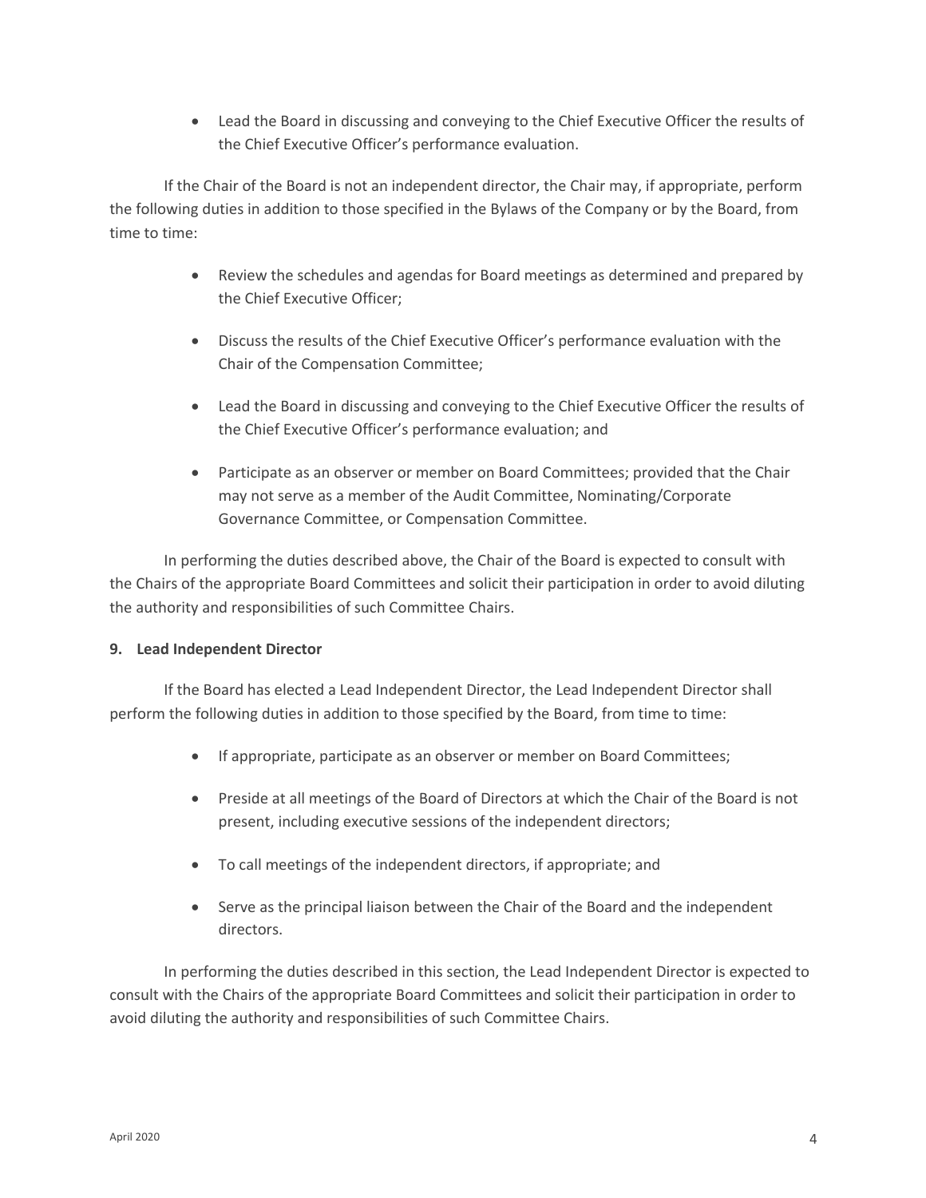- Lead the Board in discussing and conveying to the Chief Executive Officer the results of the Chief Executive Officer's performance evaluation.

If the Chair of the Board is not an independent director, the Chair may, if appropriate, perform the following duties in addition to those specified in the Bylaws of the Company or by the Board, from time to time:

- Review the schedules and agendas for Board meetings as determined and prepared by the Chief Executive Officer;
- Discuss the results of the Chief Executive Officer's performance evaluation with the Chair of the Compensation Committee;
- Lead the Board in discussing and conveying to the Chief Executive Officer the results of the Chief Executive Officer's performance evaluation; and
- Participate as an observer or member on Board Committees; provided that the Chair may not serve as a member of the Audit Committee, Nominating/Corporate Governance Committee, or Compensation Committee.

In performing the duties described above, the Chair of the Board is expected to consult with the Chairs of the appropriate Board Committees and solicit their participation in order to avoid diluting the authority and responsibilities of such Committee Chairs.

**9. Lead Independent Director**

If the Board has elected a Lead Independent Director, the Lead Independent Director shall perform the following duties in addition to those specified by the Board, from time to time:

- If appropriate, participate as an observer or member on Board Committees;
- Preside at all meetings of the Board of Directors at which the Chair of the Board is not present, including executive sessions of the independent directors;
- To call meetings of the independent directors, if appropriate; and
- Serve as the principal liaison between the Chair of the Board and the independent directors.

In performing the duties described in this section, the Lead Independent Director is expected to consult with the Chairs of the appropriate Board Committees and solicit their participation in order to avoid diluting the authority and responsibilities of such Committee Chairs.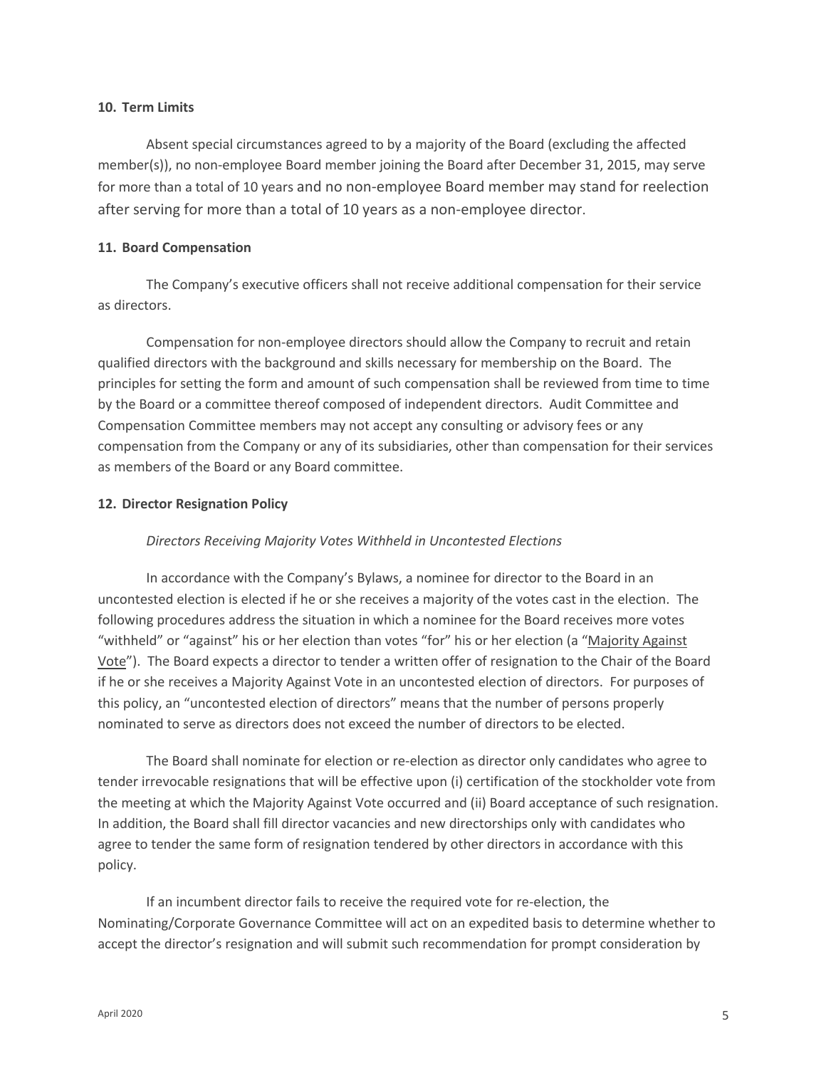**10. Term Limits**

Absent special circumstances agreed to by a majority of the Board (excluding the affected member(s)), no non-employee Board member joining the Board after December 31, 2015, may serve for more than a total of 10 years and no non-employee Board member may stand for reelection after serving for more than a total of 10 years as a non-employee director.

**11. Board Compensation**

The Company's executive officers shall not receive additional compensation for their service as directors.

Compensation for non-employee directors should allow the Company to recruit and retain qualified directors with the background and skills necessary for membership on the Board. The principles for setting the form and amount of such compensation shall be reviewed from time to time by the Board or a committee thereof composed of independent directors. Audit Committee and Compensation Committee members may not accept any consulting or advisory fees or any compensation from the Company or any of its subsidiaries, other than compensation for their services as members of the Board or any Board committee.

**12. Director Resignation Policy**

*Directors Receiving Majority Votes Withheld in Uncontested Elections*

In accordance with the Company's Bylaws, a nominee for director to the Board in an uncontested election is elected if he or she receives a majority of the votes cast in the election. The following procedures address the situation in which a nominee for the Board receives more votes "withheld" or "against" his or her election than votes "for" his or her election (a "Majority Against Vote"). The Board expects a director to tender a written offer of resignation to the Chair of the Board if he or she receives a Majority Against Vote in an uncontested election of directors. For purposes of this policy, an "uncontested election of directors" means that the number of persons properly nominated to serve as directors does not exceed the number of directors to be elected.

The Board shall nominate for election or re-election as director only candidates who agree to tender irrevocable resignations that will be effective upon (i) certification of the stockholder vote from the meeting at which the Majority Against Vote occurred and (ii) Board acceptance of such resignation. In addition, the Board shall fill director vacancies and new directorships only with candidates who agree to tender the same form of resignation tendered by other directors in accordance with this policy.

If an incumbent director fails to receive the required vote for re-election, the Nominating/Corporate Governance Committee will act on an expedited basis to determine whether to accept the director's resignation and will submit such recommendation for prompt consideration by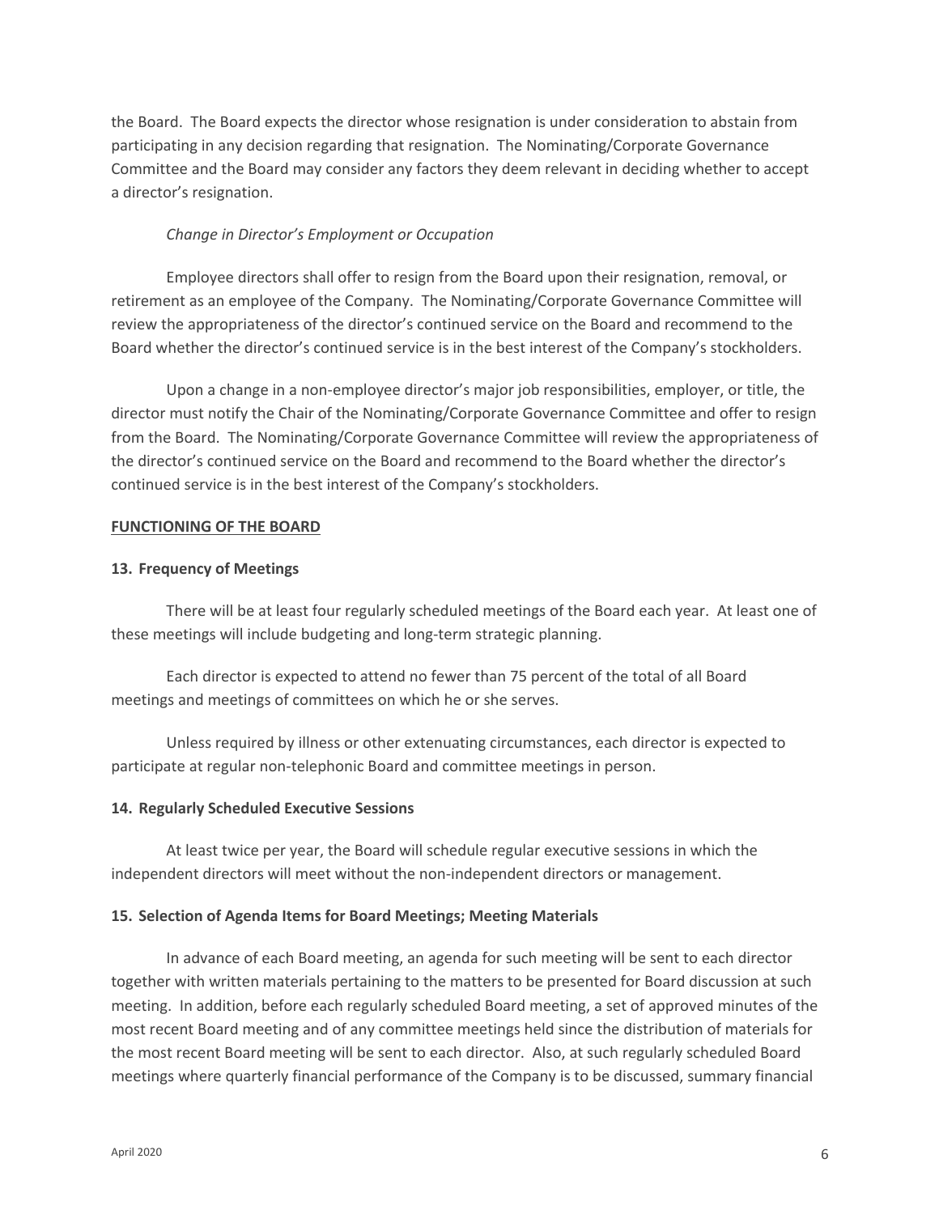the Board. The Board expects the director whose resignation is under consideration to abstain from participating in any decision regarding that resignation. The Nominating/Corporate Governance Committee and the Board may consider any factors they deem relevant in deciding whether to accept a director's resignation.

*Change in Director's Employment or Occupation*

Employee directors shall offer to resign from the Board upon their resignation, removal, or retirement as an employee of the Company. The Nominating/Corporate Governance Committee will review the appropriateness of the director's continued service on the Board and recommend to the Board whether the director's continued service is in the best interest of the Company's stockholders.

Upon a change in a non-employee director's major job responsibilities, employer, or title, the director must notify the Chair of the Nominating/Corporate Governance Committee and offer to resign from the Board. The Nominating/Corporate Governance Committee will review the appropriateness of the director's continued service on the Board and recommend to the Board whether the director's continued service is in the best interest of the Company's stockholders.

## FUNCTIONING OF THE BOARD

### 13. Frequency of Meetings

There will be at least four regularly scheduled meetings of the Board each year. At least one of these meetings will include budgeting and long-term strategic planning.

Each director is expected to attend no fewer than 75 percent of the total of all Board meetings and meetings of committees on which he or she serves.

Unless required by illness or other extenuating circumstances, each director is expected to participate at regular non-telephonic Board and committee meetings in person.

### 14. Regularly Scheduled Executive Sessions

At least twice per year, the Board will schedule regular executive sessions in which the independent directors will meet without the non-independent directors or management.

### 15. Selection of Agenda Items for Board Meetings; Meeting Materials

In advance of each Board meeting, an agenda for such meeting will be sent to each director together with written materials pertaining to the matters to be presented for Board discussion at such meeting. In addition, before each regularly scheduled Board meeting, a set of approved minutes of the most recent Board meeting and of any committee meetings held since the distribution of materials for the most recent Board meeting will be sent to each director. Also, at such regularly scheduled Board meetings where quarterly financial performance of the Company is to be discussed, summary financial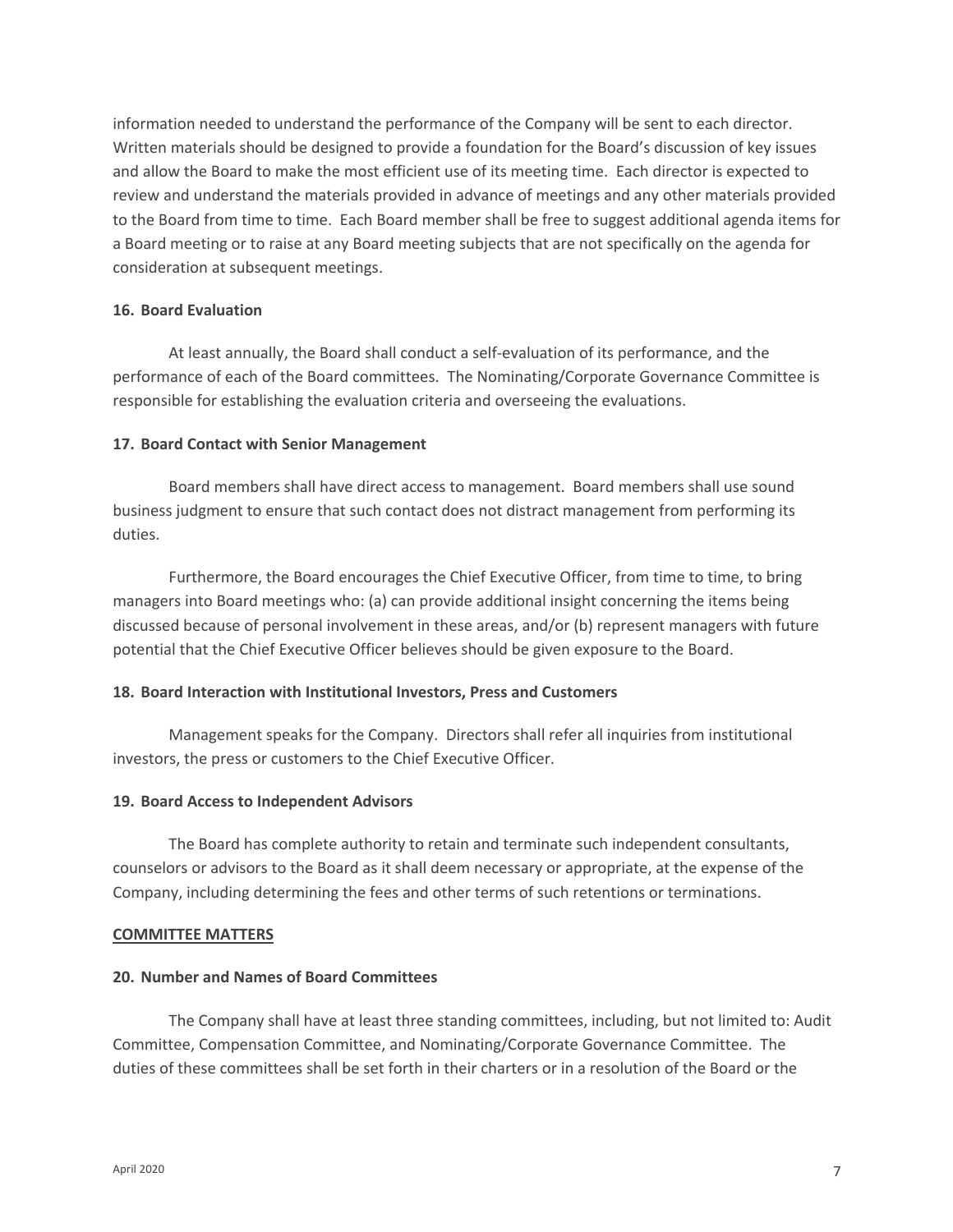information needed to understand the performance of the Company will be sent to each director. Written materials should be designed to provide a foundation for the Board's discussion of key issues and allow the Board to make the most efficient use of its meeting time. Each director is expected to review and understand the materials provided in advance of meetings and any other materials provided to the Board from time to time. Each Board member shall be free to suggest additional agenda items for a Board meeting or to raise at any Board meeting subjects that are not specifically on the agenda for consideration at subsequent meetings.

**16. Board Evaluation**

At least annually, the Board shall conduct a self-evaluation of its performance, and the performance of each of the Board committees. The Nominating/Corporate Governance Committee is responsible for establishing the evaluation criteria and overseeing the evaluations.

**17. Board Contact with Senior Management**

Board members shall have direct access to management. Board members shall use sound business judgment to ensure that such contact does not distract management from performing its duties.

Furthermore, the Board encourages the Chief Executive Officer, from time to time, to bring managers into Board meetings who: (a) can provide additional insight concerning the items being discussed because of personal involvement in these areas, and/or (b) represent managers with future potential that the Chief Executive Officer believes should be given exposure to the Board.

**18. Board Interaction with Institutional Investors, Press and Customers**

Management speaks for the Company. Directors shall refer all inquiries from institutional investors, the press or customers to the Chief Executive Officer.

**19. Board Access to Independent Advisors**

The Board has complete authority to retain and terminate such independent consultants, counselors or advisors to the Board as it shall deem necessary or appropriate, at the expense of the Company, including determining the fees and other terms of such retentions or terminations.

**COMMITTEE MATTERS**

**20. Number and Names of Board Committees**

The Company shall have at least three standing committees, including, but not limited to: Audit Committee, Compensation Committee, and Nominating/Corporate Governance Committee. The duties of these committees shall be set forth in their charters or in a resolution of the Board or the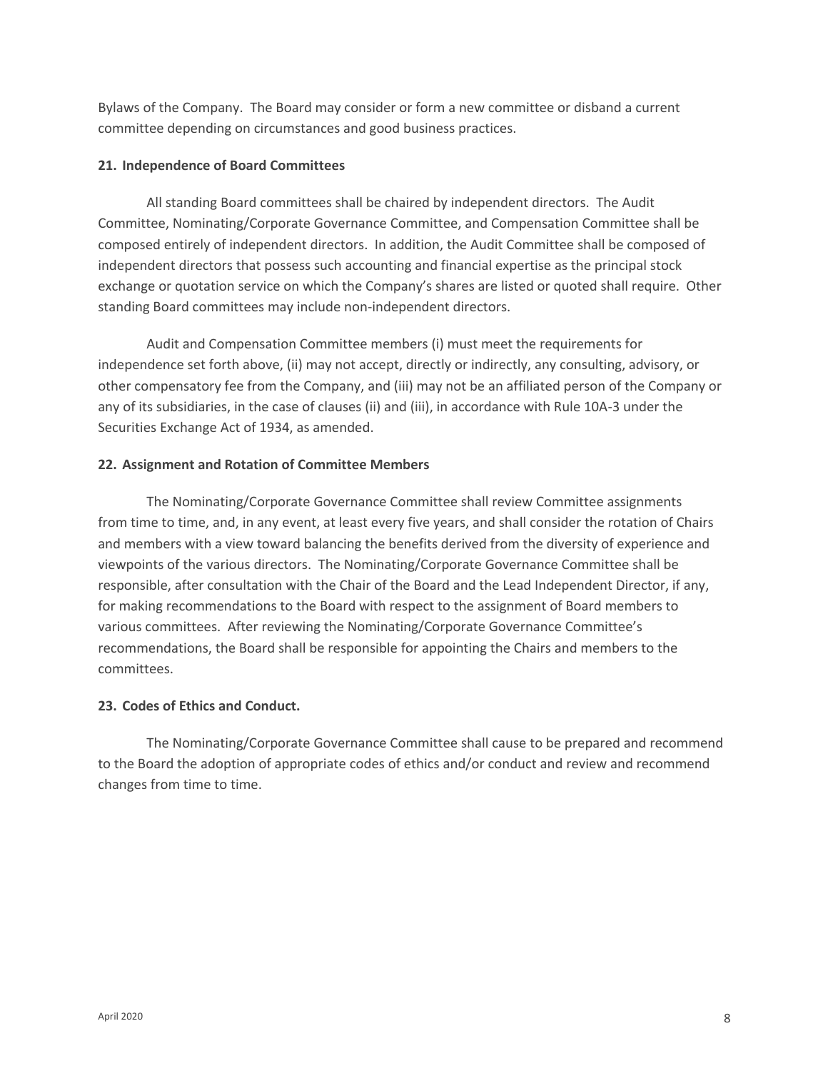Bylaws of the Company. The Board may consider or form a new committee or disband a current committee depending on circumstances and good business practices.

**21. Independence of Board Committees**

All standing Board committees shall be chaired by independent directors. The Audit Committee, Nominating/Corporate Governance Committee, and Compensation Committee shall be composed entirely of independent directors. In addition, the Audit Committee shall be composed of independent directors that possess such accounting and financial expertise as the principal stock exchange or quotation service on which the Company's shares are listed or quoted shall require. Other standing Board committees may include non-independent directors.

Audit and Compensation Committee members (i) must meet the requirements for independence set forth above, (ii) may not accept, directly or indirectly, any consulting, advisory, or other compensatory fee from the Company, and (iii) may not be an affiliated person of the Company or any of its subsidiaries, in the case of clauses (ii) and (iii), in accordance with Rule 10A-3 under the Securities Exchange Act of 1934, as amended.

**22. Assignment and Rotation of Committee Members**

The Nominating/Corporate Governance Committee shall review Committee assignments from time to time, and, in any event, at least every five years, and shall consider the rotation of Chairs and members with a view toward balancing the benefits derived from the diversity of experience and viewpoints of the various directors. The Nominating/Corporate Governance Committee shall be responsible, after consultation with the Chair of the Board and the Lead Independent Director, if any, for making recommendations to the Board with respect to the assignment of Board members to various committees. After reviewing the Nominating/Corporate Governance Committee's recommendations, the Board shall be responsible for appointing the Chairs and members to the committees.

**23. Codes of Ethics and Conduct.**

The Nominating/Corporate Governance Committee shall cause to be prepared and recommend to the Board the adoption of appropriate codes of ethics and/or conduct and review and recommend changes from time to time.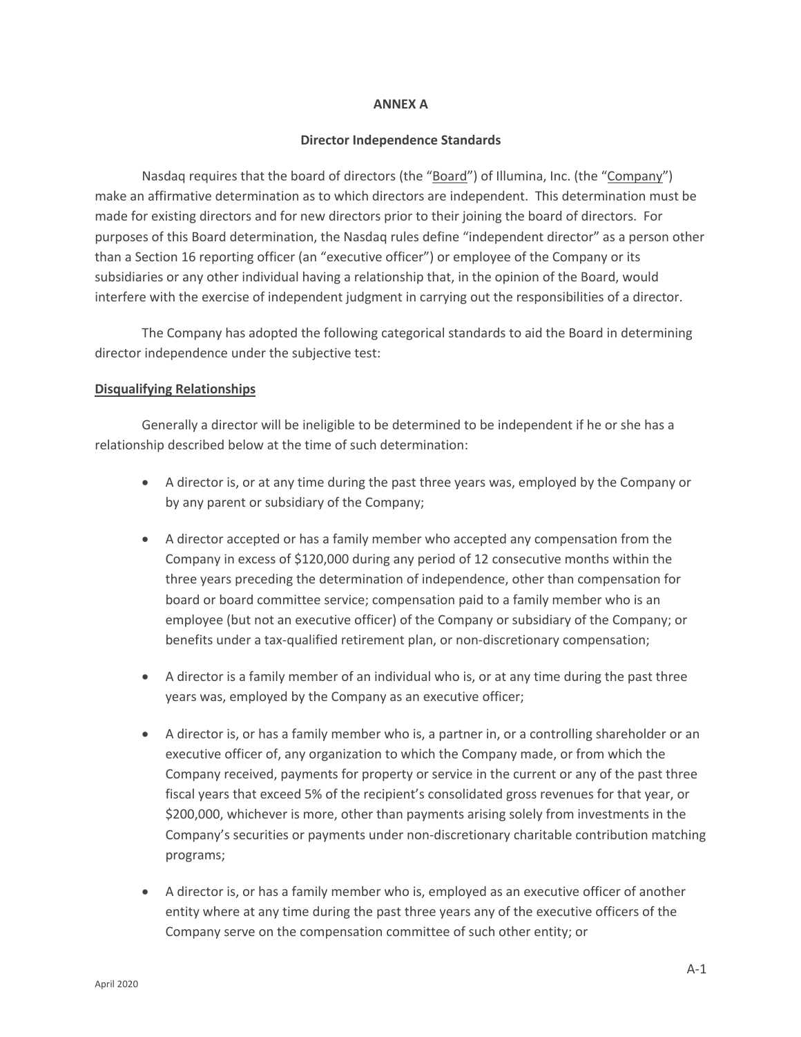# ANNEX A

## Director Independence Standards

Nasdaq requires that the board of directors (the "Board") of Illumina, Inc. (the "Company") make an affirmative determination as to which directors are independent. This determination must be made for existing directors and for new directors prior to their joining the board of directors. For purposes of this Board determination, the Nasdaq rules define "independent director" as a person other than a Section 16 reporting officer (an "executive officer") or employee of the Company or its subsidiaries or any other individual having a relationship that, in the opinion of the Board, would interfere with the exercise of independent judgment in carrying out the responsibilities of a director.

The Company has adopted the following categorical standards to aid the Board in determining director independence under the subjective test:

### Disqualifying Relationships

Generally a director will be ineligible to be determined to be independent if he or she has a relationship described below at the time of such determination:

- A director is, or at any time during the past three years was, employed by the Company or by any parent or subsidiary of the Company;
- A director accepted or has a family member who accepted any compensation from the Company in excess of $120,000 during any period of 12 consecutive months within the three years preceding the determination of independence, other than compensation for board or board committee service; compensation paid to a family member who is an employee (but not an executive officer) of the Company or subsidiary of the Company; or benefits under a tax-qualified retirement plan, or non-discretionary compensation;
- A director is a family member of an individual who is, or at any time during the past three years was, employed by the Company as an executive officer;
- A director is, or has a family member who is, a partner in, or a controlling shareholder or an executive officer of, any organization to which the Company made, or from which the Company received, payments for property or service in the current or any of the past three fiscal years that exceed 5% of the recipient's consolidated gross revenues for that year, or $200,000, whichever is more, other than payments arising solely from investments in the Company's securities or payments under non-discretionary charitable contribution matching programs;
- A director is, or has a family member who is, employed as an executive officer of another entity where at any time during the past three years any of the executive officers of the Company serve on the compensation committee of such other entity; or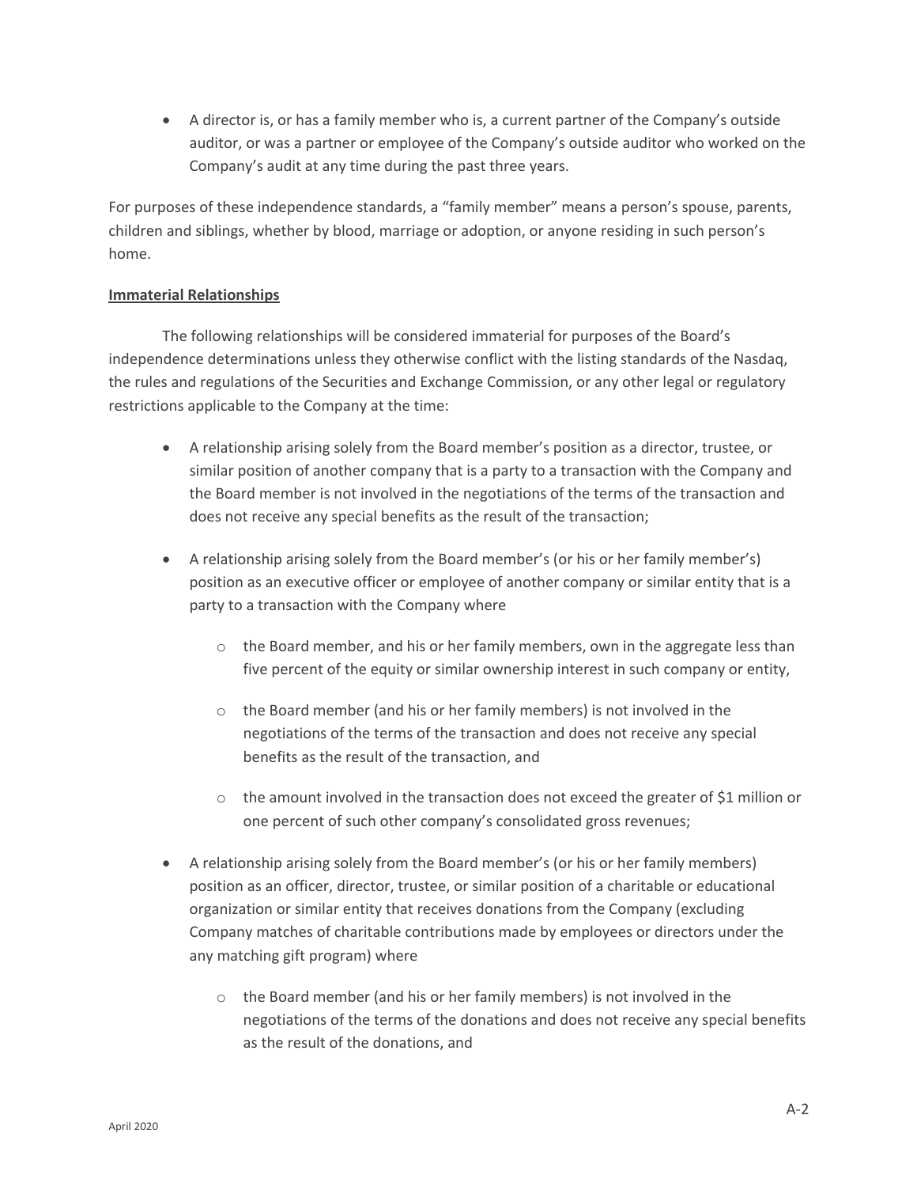- A director is, or has a family member who is, a current partner of the Company's outside auditor, or was a partner or employee of the Company's outside auditor who worked on the Company's audit at any time during the past three years.

For purposes of these independence standards, a "family member" means a person's spouse, parents, children and siblings, whether by blood, marriage or adoption, or anyone residing in such person's home.

**Immaterial Relationships**

The following relationships will be considered immaterial for purposes of the Board's independence determinations unless they otherwise conflict with the listing standards of the Nasdaq, the rules and regulations of the Securities and Exchange Commission, or any other legal or regulatory restrictions applicable to the Company at the time:

- A relationship arising solely from the Board member's position as a director, trustee, or similar position of another company that is a party to a transaction with the Company and the Board member is not involved in the negotiations of the terms of the transaction and does not receive any special benefits as the result of the transaction;

- A relationship arising solely from the Board member's (or his or her family member's) position as an executive officer or employee of another company or similar entity that is a party to a transaction with the Company where

  - the Board member, and his or her family members, own in the aggregate less than five percent of the equity or similar ownership interest in such company or entity,

  - the Board member (and his or her family members) is not involved in the negotiations of the terms of the transaction and does not receive any special benefits as the result of the transaction, and

  - the amount involved in the transaction does not exceed the greater of $1 million or one percent of such other company's consolidated gross revenues;

- A relationship arising solely from the Board member's (or his or her family members) position as an officer, director, trustee, or similar position of a charitable or educational organization or similar entity that receives donations from the Company (excluding Company matches of charitable contributions made by employees or directors under the any matching gift program) where

  - the Board member (and his or her family members) is not involved in the negotiations of the terms of the donations and does not receive any special benefits as the result of the donations, and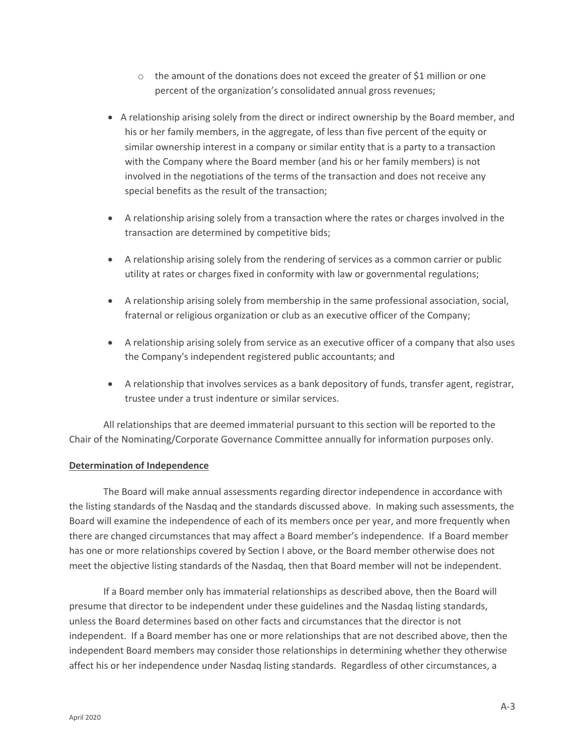- the amount of the donations does not exceed the greater of $1 million or one percent of the organization's consolidated annual gross revenues;

- A relationship arising solely from the direct or indirect ownership by the Board member, and his or her family members, in the aggregate, of less than five percent of the equity or similar ownership interest in a company or similar entity that is a party to a transaction with the Company where the Board member (and his or her family members) is not involved in the negotiations of the terms of the transaction and does not receive any special benefits as the result of the transaction;

- A relationship arising solely from a transaction where the rates or charges involved in the transaction are determined by competitive bids;

- A relationship arising solely from the rendering of services as a common carrier or public utility at rates or charges fixed in conformity with law or governmental regulations;

- A relationship arising solely from membership in the same professional association, social, fraternal or religious organization or club as an executive officer of the Company;

- A relationship arising solely from service as an executive officer of a company that also uses the Company's independent registered public accountants; and

- A relationship that involves services as a bank depository of funds, transfer agent, registrar, trustee under a trust indenture or similar services.

All relationships that are deemed immaterial pursuant to this section will be reported to the Chair of the Nominating/Corporate Governance Committee annually for information purposes only.

**Determination of Independence**

The Board will make annual assessments regarding director independence in accordance with the listing standards of the Nasdaq and the standards discussed above. In making such assessments, the Board will examine the independence of each of its members once per year, and more frequently when there are changed circumstances that may affect a Board member's independence. If a Board member has one or more relationships covered by Section I above, or the Board member otherwise does not meet the objective listing standards of the Nasdaq, then that Board member will not be independent.

If a Board member only has immaterial relationships as described above, then the Board will presume that director to be independent under these guidelines and the Nasdaq listing standards, unless the Board determines based on other facts and circumstances that the director is not independent. If a Board member has one or more relationships that are not described above, then the independent Board members may consider those relationships in determining whether they otherwise affect his or her independence under Nasdaq listing standards. Regardless of other circumstances, a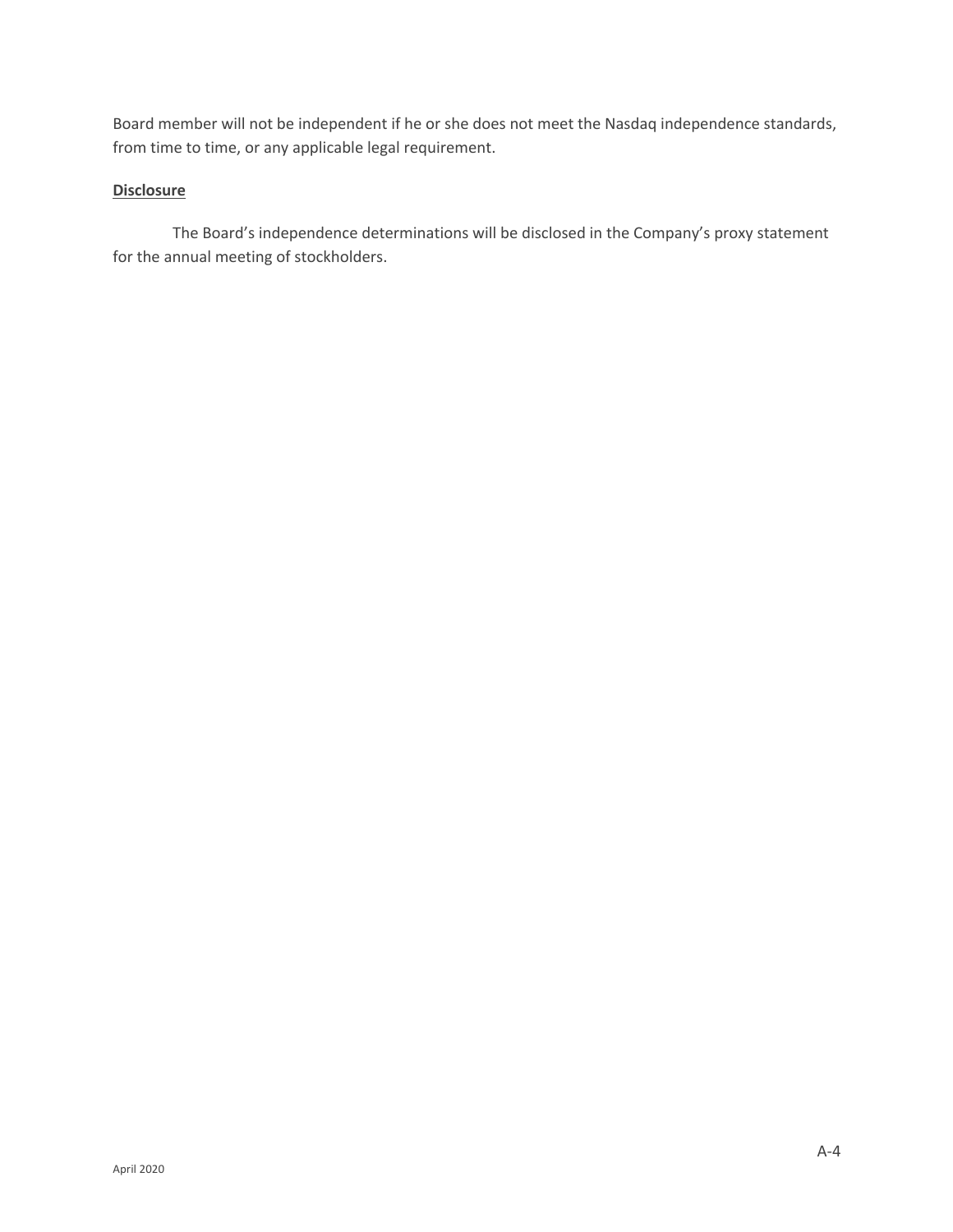Board member will not be independent if he or she does not meet the Nasdaq independence standards, from time to time, or any applicable legal requirement.

**Disclosure**

The Board's independence determinations will be disclosed in the Company's proxy statement for the annual meeting of stockholders.